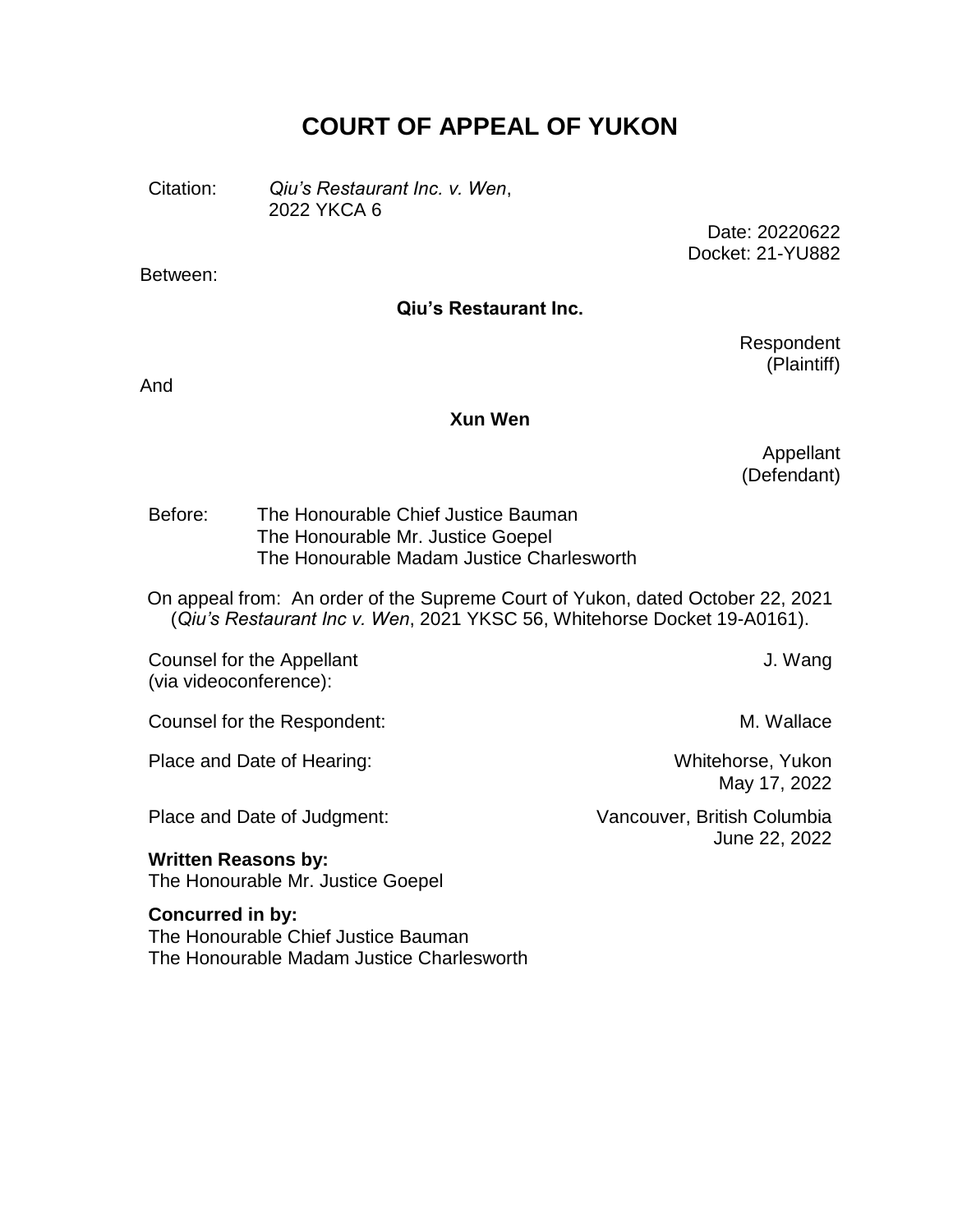# COURT OF APPEAL OF YUKON

Citation: *Qiu's Restaurant Inc. v. Wen*, 2022 YKCA 6

Date: 20220622
Docket: 21-YU882

Between:

**Qiu's Restaurant Inc.**

Respondent
(Plaintiff)

And

**Xun Wen**

Appellant
(Defendant)

Before: The Honourable Chief Justice Bauman
The Honourable Mr. Justice Goepel
The Honourable Madam Justice Charlesworth

On appeal from: An order of the Supreme Court of Yukon, dated October 22, 2021 (*Qiu's Restaurant Inc v. Wen*, 2021 YKSC 56, Whitehorse Docket 19-A0161).

Counsel for the Appellant (via videoconference): J. Wang

Counsel for the Respondent: M. Wallace

Place and Date of Hearing: Whitehorse, Yukon
May 17, 2022

Place and Date of Judgment: Vancouver, British Columbia
June 22, 2022

**Written Reasons by:**
The Honourable Mr. Justice Goepel

**Concurred in by:**
The Honourable Chief Justice Bauman
The Honourable Madam Justice Charlesworth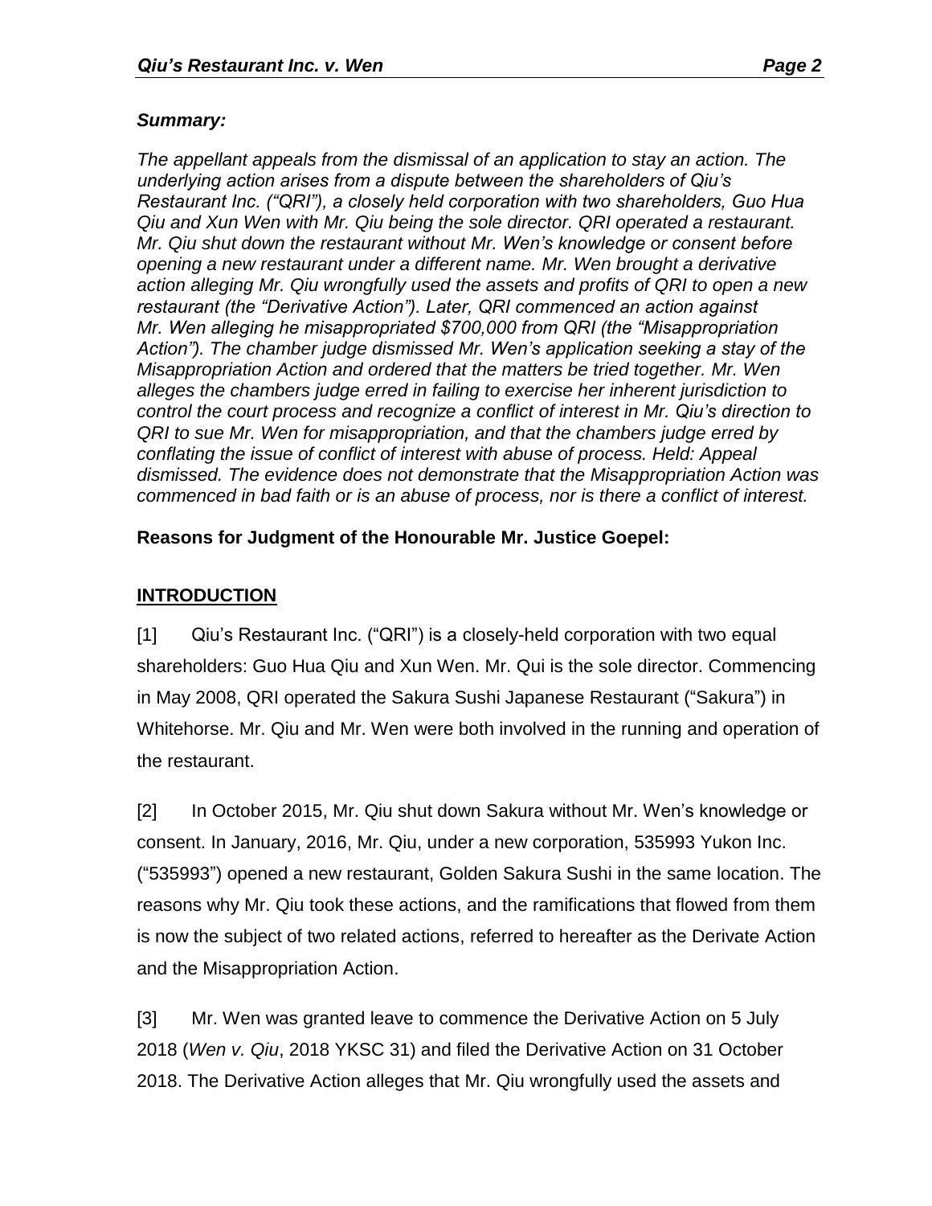***Summary:***

*The appellant appeals from the dismissal of an application to stay an action. The underlying action arises from a dispute between the shareholders of Qiu's Restaurant Inc. ("QRI"), a closely held corporation with two shareholders, Guo Hua Qiu and Xun Wen with Mr. Qiu being the sole director. QRI operated a restaurant. Mr. Qiu shut down the restaurant without Mr. Wen's knowledge or consent before opening a new restaurant under a different name. Mr. Wen brought a derivative action alleging Mr. Qiu wrongfully used the assets and profits of QRI to open a new restaurant (the "Derivative Action"). Later, QRI commenced an action against Mr. Wen alleging he misappropriated $700,000 from QRI (the "Misappropriation Action"). The chamber judge dismissed Mr. Wen's application seeking a stay of the Misappropriation Action and ordered that the matters be tried together. Mr. Wen alleges the chambers judge erred in failing to exercise her inherent jurisdiction to control the court process and recognize a conflict of interest in Mr. Qiu's direction to QRI to sue Mr. Wen for misappropriation, and that the chambers judge erred by conflating the issue of conflict of interest with abuse of process. Held: Appeal dismissed. The evidence does not demonstrate that the Misappropriation Action was commenced in bad faith or is an abuse of process, nor is there a conflict of interest.*

**Reasons for Judgment of the Honourable Mr. Justice Goepel:**

## INTRODUCTION

[1] Qiu's Restaurant Inc. ("QRI") is a closely-held corporation with two equal shareholders: Guo Hua Qiu and Xun Wen. Mr. Qui is the sole director. Commencing in May 2008, QRI operated the Sakura Sushi Japanese Restaurant ("Sakura") in Whitehorse. Mr. Qiu and Mr. Wen were both involved in the running and operation of the restaurant.

[2] In October 2015, Mr. Qiu shut down Sakura without Mr. Wen's knowledge or consent. In January, 2016, Mr. Qiu, under a new corporation, 535993 Yukon Inc. ("535993") opened a new restaurant, Golden Sakura Sushi in the same location. The reasons why Mr. Qiu took these actions, and the ramifications that flowed from them is now the subject of two related actions, referred to hereafter as the Derivate Action and the Misappropriation Action.

[3] Mr. Wen was granted leave to commence the Derivative Action on 5 July 2018 (*Wen v. Qiu*, 2018 YKSC 31) and filed the Derivative Action on 31 October 2018. The Derivative Action alleges that Mr. Qiu wrongfully used the assets and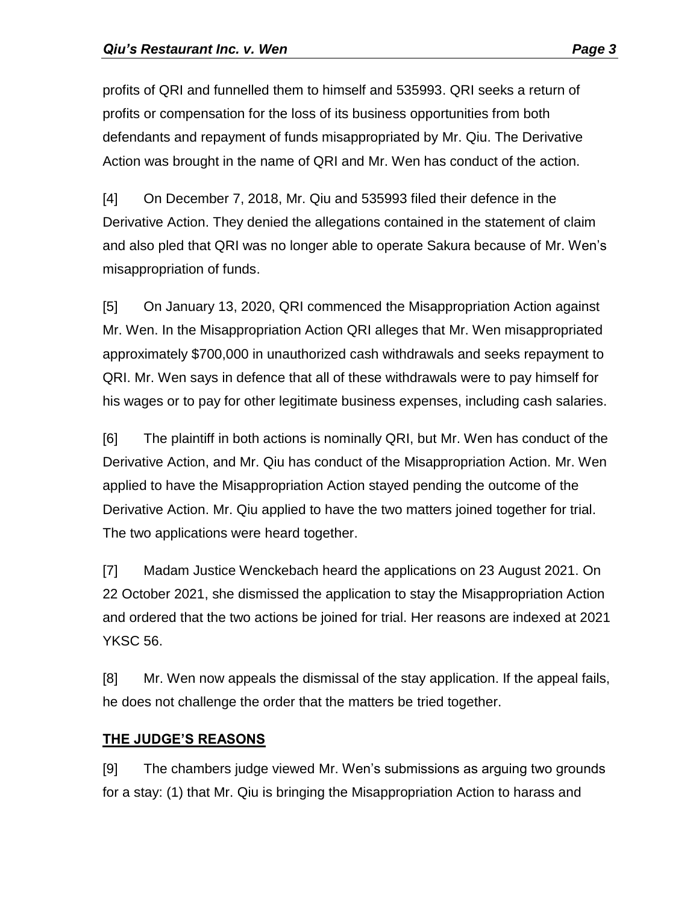profits of QRI and funnelled them to himself and 535993. QRI seeks a return of profits or compensation for the loss of its business opportunities from both defendants and repayment of funds misappropriated by Mr. Qiu. The Derivative Action was brought in the name of QRI and Mr. Wen has conduct of the action.

[4] On December 7, 2018, Mr. Qiu and 535993 filed their defence in the Derivative Action. They denied the allegations contained in the statement of claim and also pled that QRI was no longer able to operate Sakura because of Mr. Wen's misappropriation of funds.

[5] On January 13, 2020, QRI commenced the Misappropriation Action against Mr. Wen. In the Misappropriation Action QRI alleges that Mr. Wen misappropriated approximately $700,000 in unauthorized cash withdrawals and seeks repayment to QRI. Mr. Wen says in defence that all of these withdrawals were to pay himself for his wages or to pay for other legitimate business expenses, including cash salaries.

[6] The plaintiff in both actions is nominally QRI, but Mr. Wen has conduct of the Derivative Action, and Mr. Qiu has conduct of the Misappropriation Action. Mr. Wen applied to have the Misappropriation Action stayed pending the outcome of the Derivative Action. Mr. Qiu applied to have the two matters joined together for trial. The two applications were heard together.

[7] Madam Justice Wenckebach heard the applications on 23 August 2021. On 22 October 2021, she dismissed the application to stay the Misappropriation Action and ordered that the two actions be joined for trial. Her reasons are indexed at 2021 YKSC 56.

[8] Mr. Wen now appeals the dismissal of the stay application. If the appeal fails, he does not challenge the order that the matters be tried together.

## THE JUDGE'S REASONS

[9] The chambers judge viewed Mr. Wen's submissions as arguing two grounds for a stay: (1) that Mr. Qiu is bringing the Misappropriation Action to harass and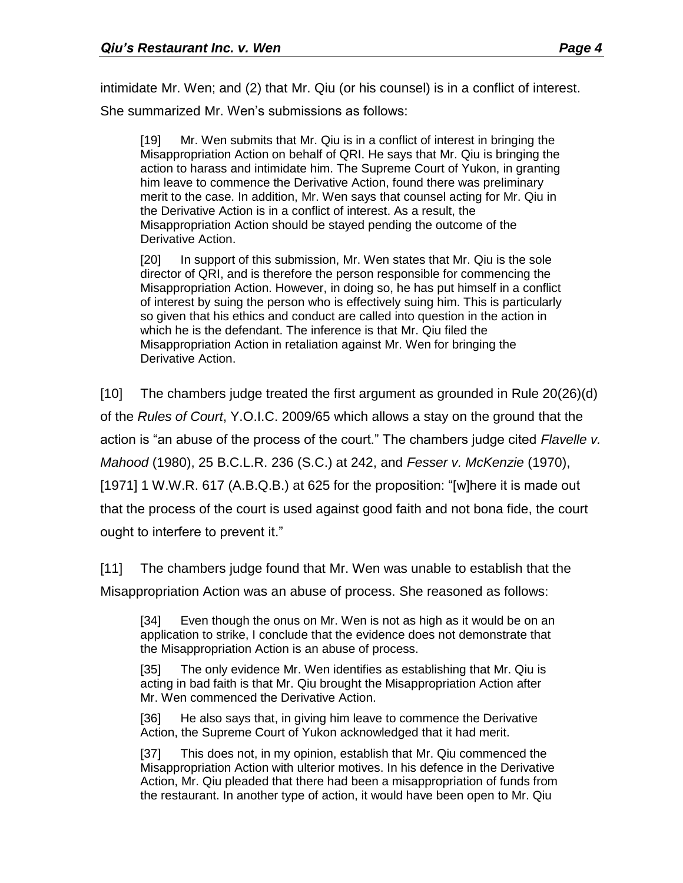intimidate Mr. Wen; and (2) that Mr. Qiu (or his counsel) is in a conflict of interest. She summarized Mr. Wen's submissions as follows:

> [19] Mr. Wen submits that Mr. Qiu is in a conflict of interest in bringing the Misappropriation Action on behalf of QRI. He says that Mr. Qiu is bringing the action to harass and intimidate him. The Supreme Court of Yukon, in granting him leave to commence the Derivative Action, found there was preliminary merit to the case. In addition, Mr. Wen says that counsel acting for Mr. Qiu in the Derivative Action is in a conflict of interest. As a result, the Misappropriation Action should be stayed pending the outcome of the Derivative Action.
>
> [20] In support of this submission, Mr. Wen states that Mr. Qiu is the sole director of QRI, and is therefore the person responsible for commencing the Misappropriation Action. However, in doing so, he has put himself in a conflict of interest by suing the person who is effectively suing him. This is particularly so given that his ethics and conduct are called into question in the action in which he is the defendant. The inference is that Mr. Qiu filed the Misappropriation Action in retaliation against Mr. Wen for bringing the Derivative Action.

[10] The chambers judge treated the first argument as grounded in Rule 20(26)(d) of the *Rules of Court*, Y.O.I.C. 2009/65 which allows a stay on the ground that the action is "an abuse of the process of the court." The chambers judge cited *Flavelle v. Mahood* (1980), 25 B.C.L.R. 236 (S.C.) at 242, and *Fesser v. McKenzie* (1970), [1971] 1 W.W.R. 617 (A.B.Q.B.) at 625 for the proposition: "[w]here it is made out that the process of the court is used against good faith and not bona fide, the court ought to interfere to prevent it."

[11] The chambers judge found that Mr. Wen was unable to establish that the Misappropriation Action was an abuse of process. She reasoned as follows:

> [34] Even though the onus on Mr. Wen is not as high as it would be on an application to strike, I conclude that the evidence does not demonstrate that the Misappropriation Action is an abuse of process.
>
> [35] The only evidence Mr. Wen identifies as establishing that Mr. Qiu is acting in bad faith is that Mr. Qiu brought the Misappropriation Action after Mr. Wen commenced the Derivative Action.
>
> [36] He also says that, in giving him leave to commence the Derivative Action, the Supreme Court of Yukon acknowledged that it had merit.
>
> [37] This does not, in my opinion, establish that Mr. Qiu commenced the Misappropriation Action with ulterior motives. In his defence in the Derivative Action, Mr. Qiu pleaded that there had been a misappropriation of funds from the restaurant. In another type of action, it would have been open to Mr. Qiu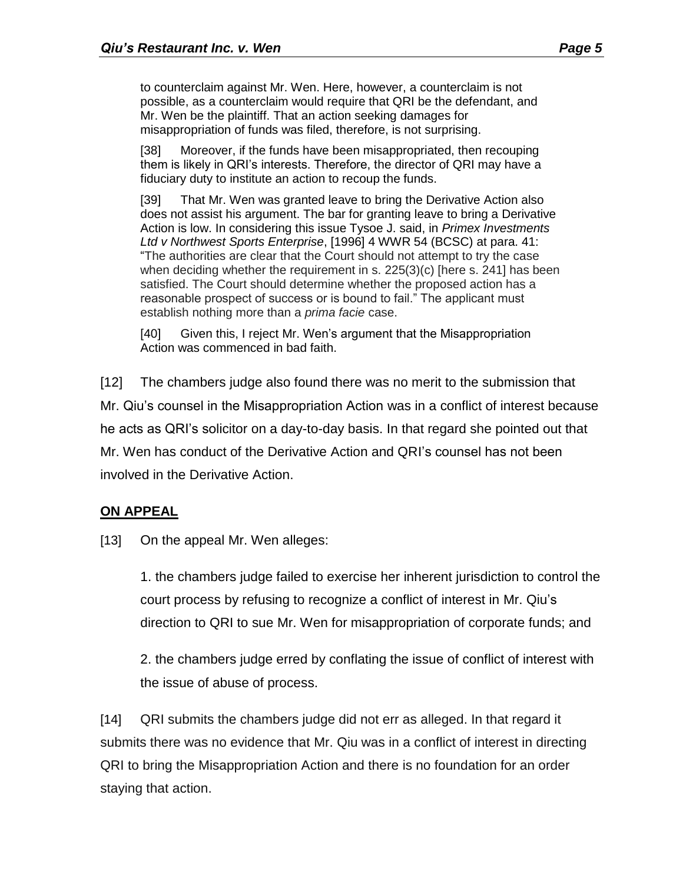> to counterclaim against Mr. Wen. Here, however, a counterclaim is not possible, as a counterclaim would require that QRI be the defendant, and Mr. Wen be the plaintiff. That an action seeking damages for misappropriation of funds was filed, therefore, is not surprising.
>
> [38] Moreover, if the funds have been misappropriated, then recouping them is likely in QRI's interests. Therefore, the director of QRI may have a fiduciary duty to institute an action to recoup the funds.
>
> [39] That Mr. Wen was granted leave to bring the Derivative Action also does not assist his argument. The bar for granting leave to bring a Derivative Action is low. In considering this issue Tysoe J. said, in *Primex Investments Ltd v Northwest Sports Enterprise*, [1996] 4 WWR 54 (BCSC) at para. 41: "The authorities are clear that the Court should not attempt to try the case when deciding whether the requirement in s. 225(3)(c) [here s. 241] has been satisfied. The Court should determine whether the proposed action has a reasonable prospect of success or is bound to fail." The applicant must establish nothing more than a *prima facie* case.
>
> [40] Given this, I reject Mr. Wen's argument that the Misappropriation Action was commenced in bad faith.

[12] The chambers judge also found there was no merit to the submission that Mr. Qiu's counsel in the Misappropriation Action was in a conflict of interest because he acts as QRI's solicitor on a day-to-day basis. In that regard she pointed out that Mr. Wen has conduct of the Derivative Action and QRI's counsel has not been involved in the Derivative Action.

## ON APPEAL

[13] On the appeal Mr. Wen alleges:

> 1. the chambers judge failed to exercise her inherent jurisdiction to control the court process by refusing to recognize a conflict of interest in Mr. Qiu's direction to QRI to sue Mr. Wen for misappropriation of corporate funds; and
>
> 2. the chambers judge erred by conflating the issue of conflict of interest with the issue of abuse of process.

[14] QRI submits the chambers judge did not err as alleged. In that regard it submits there was no evidence that Mr. Qiu was in a conflict of interest in directing QRI to bring the Misappropriation Action and there is no foundation for an order staying that action.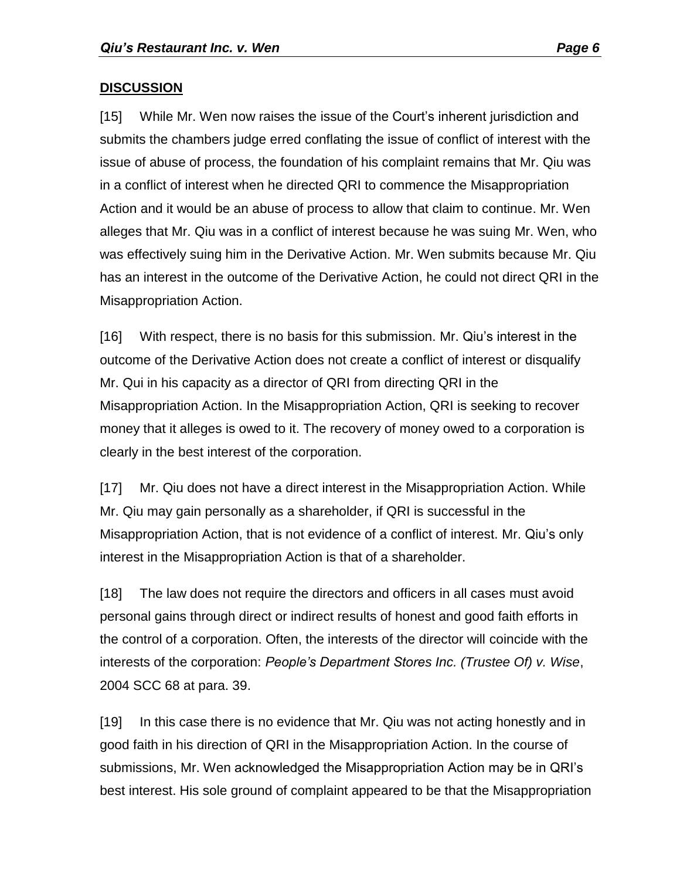## DISCUSSION

[15] While Mr. Wen now raises the issue of the Court's inherent jurisdiction and submits the chambers judge erred conflating the issue of conflict of interest with the issue of abuse of process, the foundation of his complaint remains that Mr. Qiu was in a conflict of interest when he directed QRI to commence the Misappropriation Action and it would be an abuse of process to allow that claim to continue. Mr. Wen alleges that Mr. Qiu was in a conflict of interest because he was suing Mr. Wen, who was effectively suing him in the Derivative Action. Mr. Wen submits because Mr. Qiu has an interest in the outcome of the Derivative Action, he could not direct QRI in the Misappropriation Action.

[16] With respect, there is no basis for this submission. Mr. Qiu's interest in the outcome of the Derivative Action does not create a conflict of interest or disqualify Mr. Qui in his capacity as a director of QRI from directing QRI in the Misappropriation Action. In the Misappropriation Action, QRI is seeking to recover money that it alleges is owed to it. The recovery of money owed to a corporation is clearly in the best interest of the corporation.

[17] Mr. Qiu does not have a direct interest in the Misappropriation Action. While Mr. Qiu may gain personally as a shareholder, if QRI is successful in the Misappropriation Action, that is not evidence of a conflict of interest. Mr. Qiu's only interest in the Misappropriation Action is that of a shareholder.

[18] The law does not require the directors and officers in all cases must avoid personal gains through direct or indirect results of honest and good faith efforts in the control of a corporation. Often, the interests of the director will coincide with the interests of the corporation: *People's Department Stores Inc. (Trustee Of) v. Wise*, 2004 SCC 68 at para. 39.

[19] In this case there is no evidence that Mr. Qiu was not acting honestly and in good faith in his direction of QRI in the Misappropriation Action. In the course of submissions, Mr. Wen acknowledged the Misappropriation Action may be in QRI's best interest. His sole ground of complaint appeared to be that the Misappropriation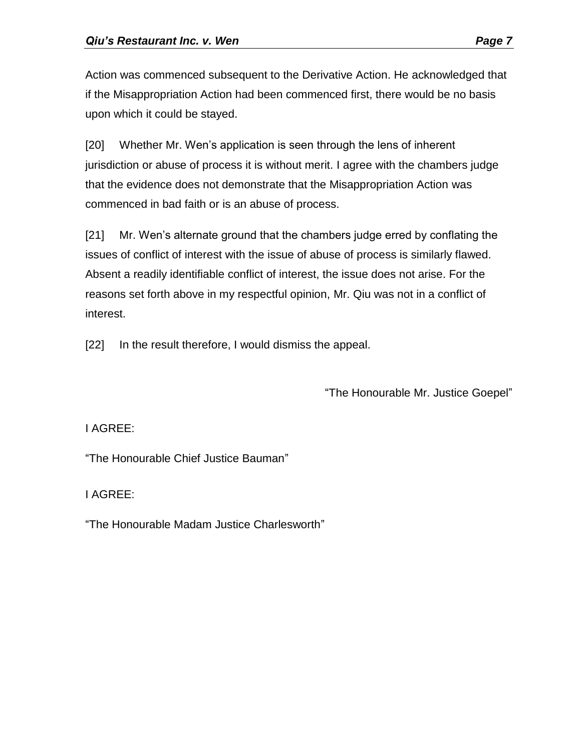Action was commenced subsequent to the Derivative Action. He acknowledged that if the Misappropriation Action had been commenced first, there would be no basis upon which it could be stayed.

[20] Whether Mr. Wen's application is seen through the lens of inherent jurisdiction or abuse of process it is without merit. I agree with the chambers judge that the evidence does not demonstrate that the Misappropriation Action was commenced in bad faith or is an abuse of process.

[21] Mr. Wen's alternate ground that the chambers judge erred by conflating the issues of conflict of interest with the issue of abuse of process is similarly flawed. Absent a readily identifiable conflict of interest, the issue does not arise. For the reasons set forth above in my respectful opinion, Mr. Qiu was not in a conflict of interest.

[22] In the result therefore, I would dismiss the appeal.

"The Honourable Mr. Justice Goepel"

I AGREE:

"The Honourable Chief Justice Bauman"

I AGREE:

"The Honourable Madam Justice Charlesworth"